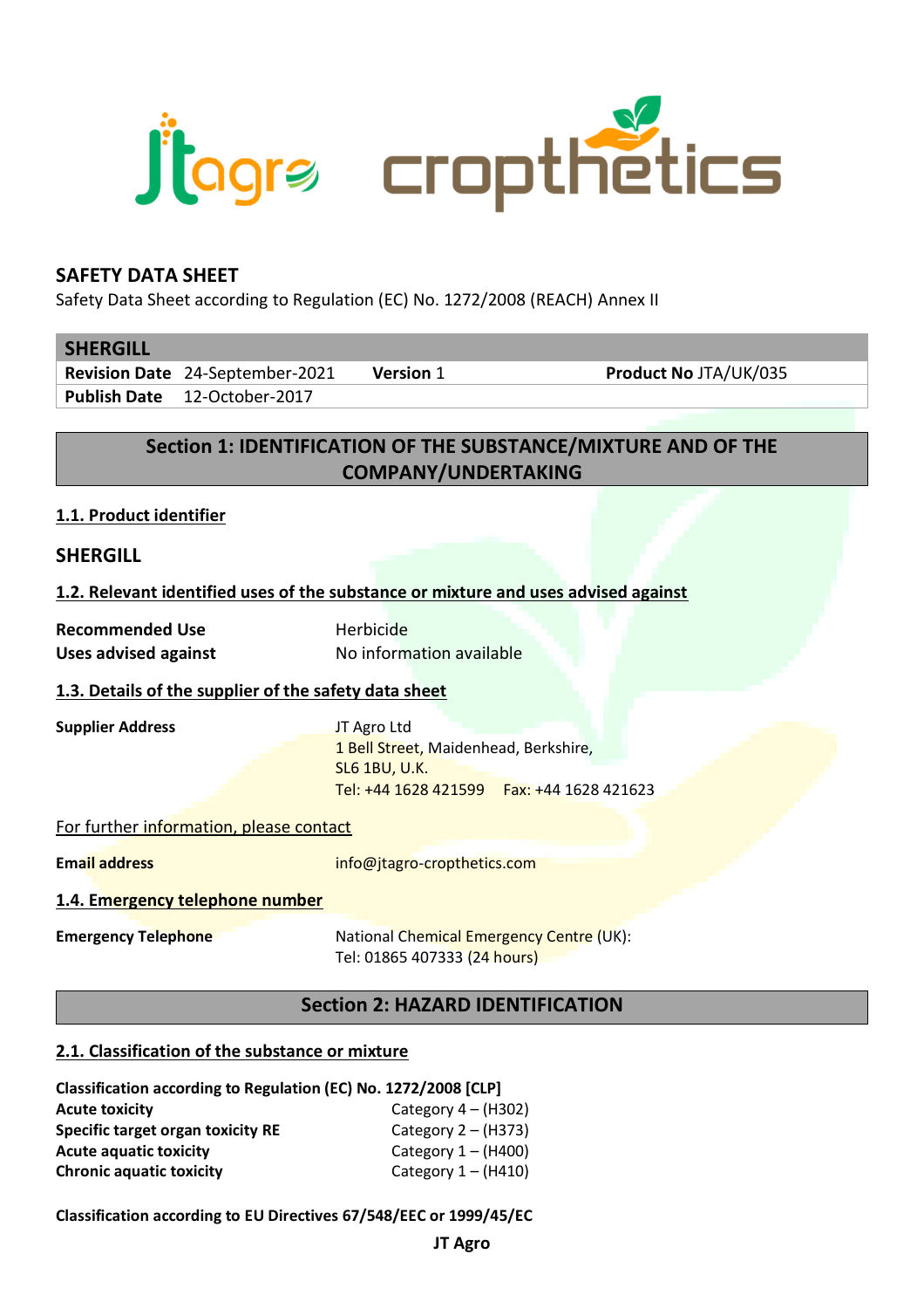# SAFETY DATA SHEET

Safety Data Sheet according to Regulation (EC) No. 1272/2008 (REACH) Annex II

| SHERGILL | | | |
| --- | --- | --- | --- |
| **Revision Date** 24-September-2021 | **Version** 1 | | **Product No** JTA/UK/035 |
| **Publish Date** 12-October-2017 | | | |

## Section 1: IDENTIFICATION OF THE SUBSTANCE/MIXTURE AND OF THE COMPANY/UNDERTAKING

### 1.1. Product identifier

**SHERGILL**

### 1.2. Relevant identified uses of the substance or mixture and uses advised against

| | |
| --- | --- |
| **Recommended Use** | Herbicide |
| **Uses advised against** | No information available |

### 1.3. Details of the supplier of the safety data sheet

**Supplier Address**

JT Agro Ltd
1 Bell Street, Maidenhead, Berkshire,
SL6 1BU, U.K.
Tel: +44 1628 421599 Fax: +44 1628 421623

For further information, please contact

**Email address** info@jtagro-cropthetics.com

### 1.4. Emergency telephone number

**Emergency Telephone**

National Chemical Emergency Centre (UK):
Tel: 01865 407333 (24 hours)

## Section 2: HAZARD IDENTIFICATION

### 2.1. Classification of the substance or mixture

**Classification according to Regulation (EC) No. 1272/2008 [CLP]**

| | |
| --- | --- |
| **Acute toxicity** | Category 4 – (H302) |
| **Specific target organ toxicity RE** | Category 2 – (H373) |
| **Acute aquatic toxicity** | Category 1 – (H400) |
| **Chronic aquatic toxicity** | Category 1 – (H410) |

**Classification according to EU Directives 67/548/EEC or 1999/45/EC**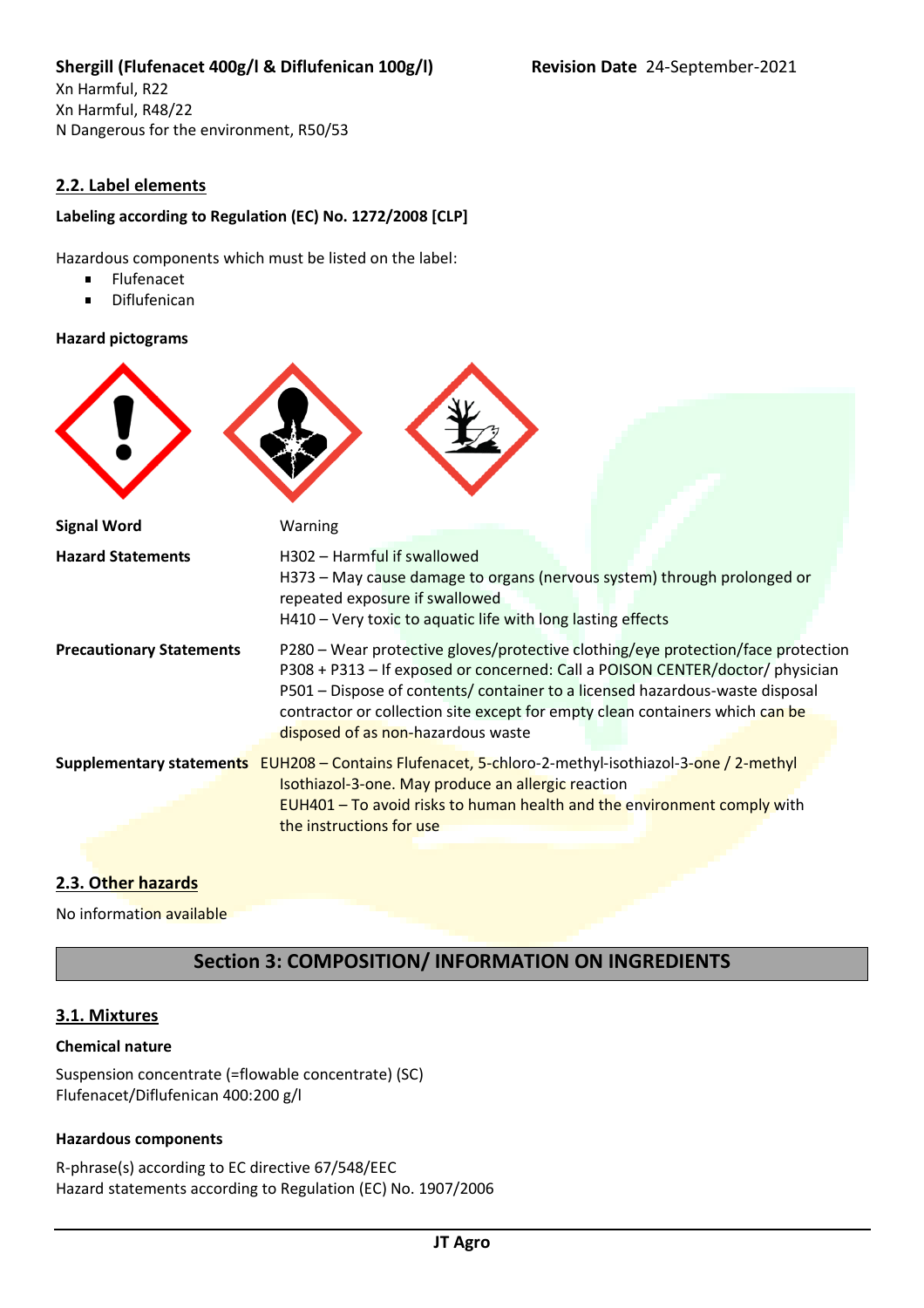Xn Harmful, R22
Xn Harmful, R48/22
N Dangerous for the environment, R50/53

## 2.2. Label elements

**Labeling according to Regulation (EC) No. 1272/2008 [CLP]**

Hazardous components which must be listed on the label:

- Flufenacet
- Diflufenican

**Hazard pictograms**

| | |
|---|---|
| **Signal Word** | Warning |
| **Hazard Statements** | H302 – Harmful if swallowed<br>H373 – May cause damage to organs (nervous system) through prolonged or repeated exposure if swallowed<br>H410 – Very toxic to aquatic life with long lasting effects |
| **Precautionary Statements** | P280 – Wear protective gloves/protective clothing/eye protection/face protection<br>P308 + P313 – If exposed or concerned: Call a POISON CENTER/doctor/ physician<br>P501 – Dispose of contents/ container to a licensed hazardous-waste disposal contractor or collection site except for empty clean containers which can be disposed of as non-hazardous waste |
| **Supplementary statements** | EUH208 – Contains Flufenacet, 5-chloro-2-methyl-isothiazol-3-one / 2-methyl Isothiazol-3-one. May produce an allergic reaction<br>EUH401 – To avoid risks to human health and the environment comply with the instructions for use |

## 2.3. Other hazards

No information available

# Section 3: COMPOSITION/ INFORMATION ON INGREDIENTS

## 3.1. Mixtures

**Chemical nature**

Suspension concentrate (=flowable concentrate) (SC)
Flufenacet/Diflufenican 400:200 g/l

**Hazardous components**

R-phrase(s) according to EC directive 67/548/EEC
Hazard statements according to Regulation (EC) No. 1907/2006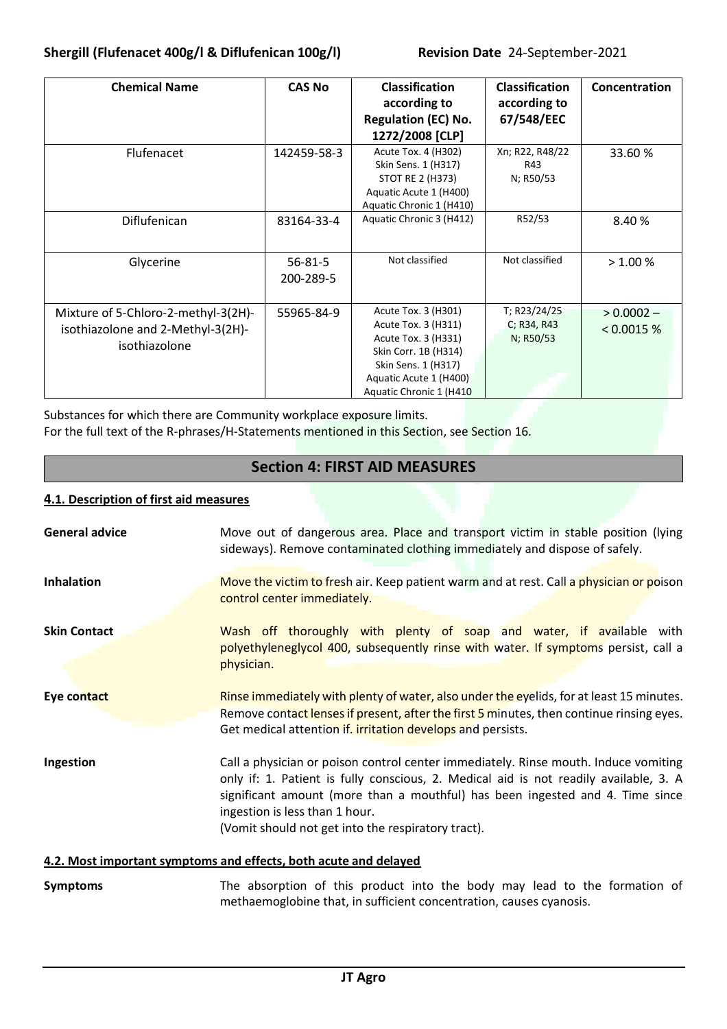| Chemical Name | CAS No | Classification according to Regulation (EC) No. 1272/2008 [CLP] | Classification according to 67/548/EEC | Concentration |
|---|---|---|---|---|
| Flufenacet | 142459-58-3 | Acute Tox. 4 (H302)<br>Skin Sens. 1 (H317)<br>STOT RE 2 (H373)<br>Aquatic Acute 1 (H400)<br>Aquatic Chronic 1 (H410) | Xn; R22, R48/22<br>R43<br>N; R50/53 | 33.60 % |
| Diflufenican | 83164-33-4 | Aquatic Chronic 3 (H412) | R52/53 | 8.40 % |
| Glycerine | 56-81-5<br>200-289-5 | Not classified | Not classified | > 1.00 % |
| Mixture of 5-Chloro-2-methyl-3(2H)-isothiazolone and 2-Methyl-3(2H)-isothiazolone | 55965-84-9 | Acute Tox. 3 (H301)<br>Acute Tox. 3 (H311)<br>Acute Tox. 3 (H331)<br>Skin Corr. 1B (H314)<br>Skin Sens. 1 (H317)<br>Aquatic Acute 1 (H400)<br>Aquatic Chronic 1 (H410 | T; R23/24/25<br>C; R34, R43<br>N; R50/53 | > 0.0002 – < 0.0015 % |

Substances for which there are Community workplace exposure limits.
For the full text of the R-phrases/H-Statements mentioned in this Section, see Section 16.

## Section 4: FIRST AID MEASURES

### 4.1. Description of first aid measures

**General advice** Move out of dangerous area. Place and transport victim in stable position (lying sideways). Remove contaminated clothing immediately and dispose of safely.

**Inhalation** Move the victim to fresh air. Keep patient warm and at rest. Call a physician or poison control center immediately.

**Skin Contact** Wash off thoroughly with plenty of soap and water, if available with polyethyleneglycol 400, subsequently rinse with water. If symptoms persist, call a physician.

**Eye contact** Rinse immediately with plenty of water, also under the eyelids, for at least 15 minutes. Remove contact lenses if present, after the first 5 minutes, then continue rinsing eyes. Get medical attention if. irritation develops and persists.

**Ingestion** Call a physician or poison control center immediately. Rinse mouth. Induce vomiting only if: 1. Patient is fully conscious, 2. Medical aid is not readily available, 3. A significant amount (more than a mouthful) has been ingested and 4. Time since ingestion is less than 1 hour.
(Vomit should not get into the respiratory tract).

### 4.2. Most important symptoms and effects, both acute and delayed

**Symptoms** The absorption of this product into the body may lead to the formation of methaemoglobine that, in sufficient concentration, causes cyanosis.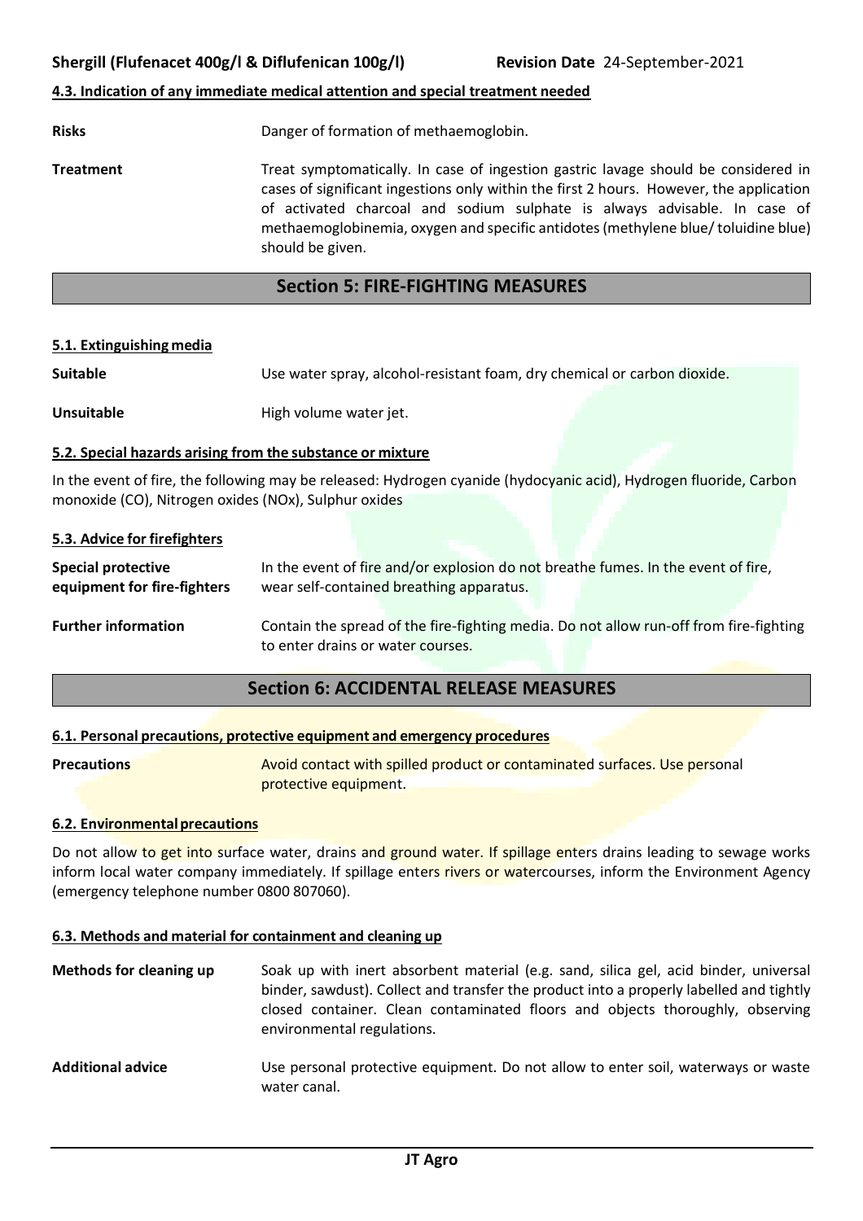#### 4.3. Indication of any immediate medical attention and special treatment needed

| | |
|---|---|
| **Risks** | Danger of formation of methaemoglobin. |
| **Treatment** | Treat symptomatically. In case of ingestion gastric lavage should be considered in cases of significant ingestions only within the first 2 hours. However, the application of activated charcoal and sodium sulphate is always advisable. In case of methaemoglobinemia, oxygen and specific antidotes (methylene blue/ toluidine blue) should be given. |

## Section 5: FIRE-FIGHTING MEASURES

#### 5.1. Extinguishing media

| | |
|---|---|
| **Suitable** | Use water spray, alcohol-resistant foam, dry chemical or carbon dioxide. |
| **Unsuitable** | High volume water jet. |

#### 5.2. Special hazards arising from the substance or mixture

In the event of fire, the following may be released: Hydrogen cyanide (hydocyanic acid), Hydrogen fluoride, Carbon monoxide (CO), Nitrogen oxides (NOx), Sulphur oxides

#### 5.3. Advice for firefighters

| | |
|---|---|
| **Special protective equipment for fire-fighters** | In the event of fire and/or explosion do not breathe fumes. In the event of fire, wear self-contained breathing apparatus. |
| **Further information** | Contain the spread of the fire-fighting media. Do not allow run-off from fire-fighting to enter drains or water courses. |

## Section 6: ACCIDENTAL RELEASE MEASURES

#### 6.1. Personal precautions, protective equipment and emergency procedures

| | |
|---|---|
| **Precautions** | Avoid contact with spilled product or contaminated surfaces. Use personal protective equipment. |

#### 6.2. Environmental precautions

Do not allow to get into surface water, drains and ground water. If spillage enters drains leading to sewage works inform local water company immediately. If spillage enters rivers or watercourses, inform the Environment Agency (emergency telephone number 0800 807060).

#### 6.3. Methods and material for containment and cleaning up

| | |
|---|---|
| **Methods for cleaning up** | Soak up with inert absorbent material (e.g. sand, silica gel, acid binder, universal binder, sawdust). Collect and transfer the product into a properly labelled and tightly closed container. Clean contaminated floors and objects thoroughly, observing environmental regulations. |
| **Additional advice** | Use personal protective equipment. Do not allow to enter soil, waterways or waste water canal. |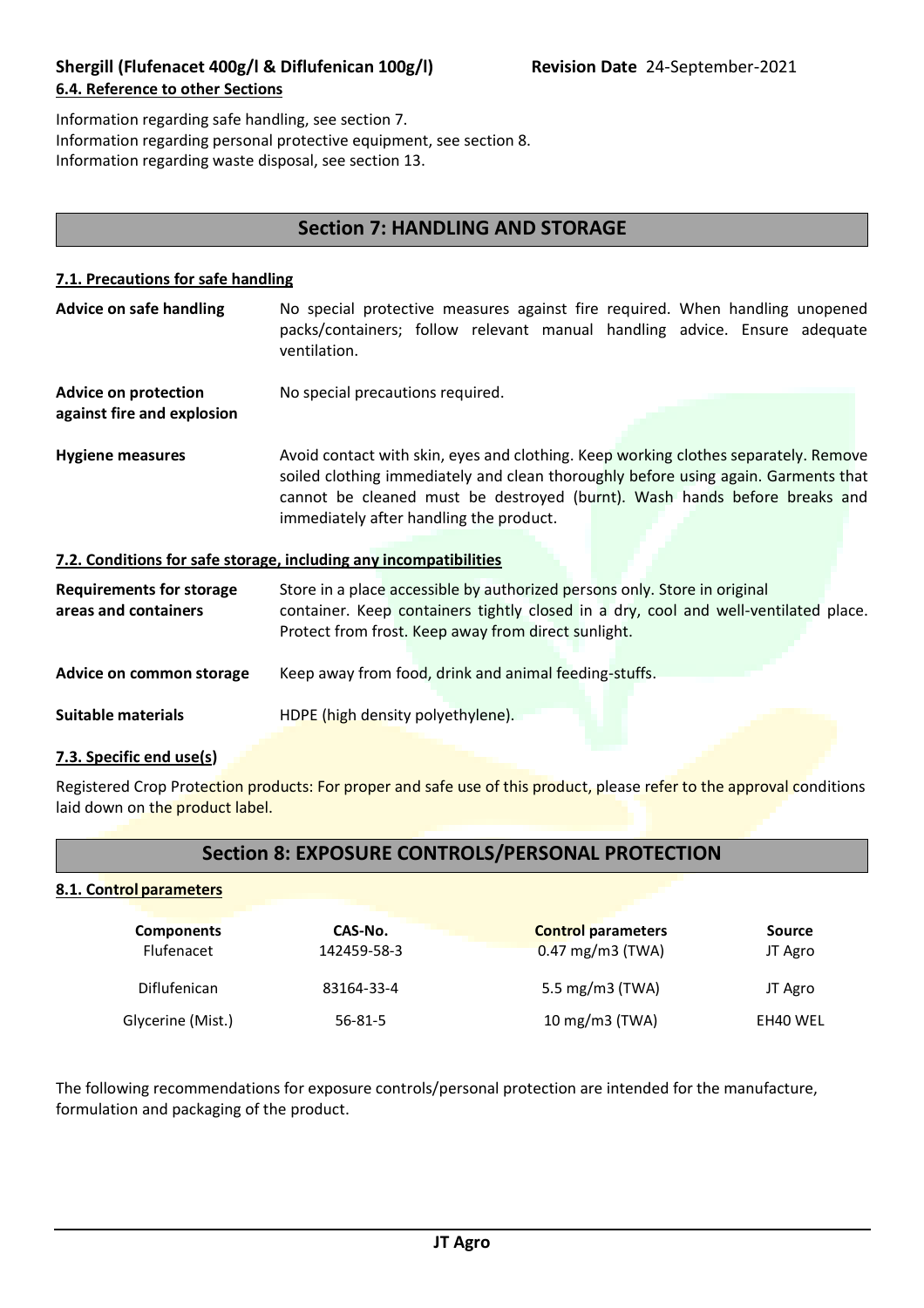### 6.4. Reference to other Sections

Information regarding safe handling, see section 7.
Information regarding personal protective equipment, see section 8.
Information regarding waste disposal, see section 13.

## Section 7: HANDLING AND STORAGE

### 7.1. Precautions for safe handling

| | |
|---|---|
| **Advice on safe handling** | No special protective measures against fire required. When handling unopened packs/containers; follow relevant manual handling advice. Ensure adequate ventilation. |
| **Advice on protection against fire and explosion** | No special precautions required. |
| **Hygiene measures** | Avoid contact with skin, eyes and clothing. Keep working clothes separately. Remove soiled clothing immediately and clean thoroughly before using again. Garments that cannot be cleaned must be destroyed (burnt). Wash hands before breaks and immediately after handling the product. |

### 7.2. Conditions for safe storage, including any incompatibilities

| | |
|---|---|
| **Requirements for storage areas and containers** | Store in a place accessible by authorized persons only. Store in original container. Keep containers tightly closed in a dry, cool and well-ventilated place. Protect from frost. Keep away from direct sunlight. |
| **Advice on common storage** | Keep away from food, drink and animal feeding-stuffs. |
| **Suitable materials** | HDPE (high density polyethylene). |

### 7.3. Specific end use(s)

Registered Crop Protection products: For proper and safe use of this product, please refer to the approval conditions laid down on the product label.

## Section 8: EXPOSURE CONTROLS/PERSONAL PROTECTION

### 8.1. Control parameters

| Components | CAS-No. | Control parameters | Source |
|---|---|---|---|
| Flufenacet | 142459-58-3 | 0.47 mg/m3 (TWA) | JT Agro |
| Diflufenican | 83164-33-4 | 5.5 mg/m3 (TWA) | JT Agro |
| Glycerine (Mist.) | 56-81-5 | 10 mg/m3 (TWA) | EH40 WEL |

The following recommendations for exposure controls/personal protection are intended for the manufacture, formulation and packaging of the product.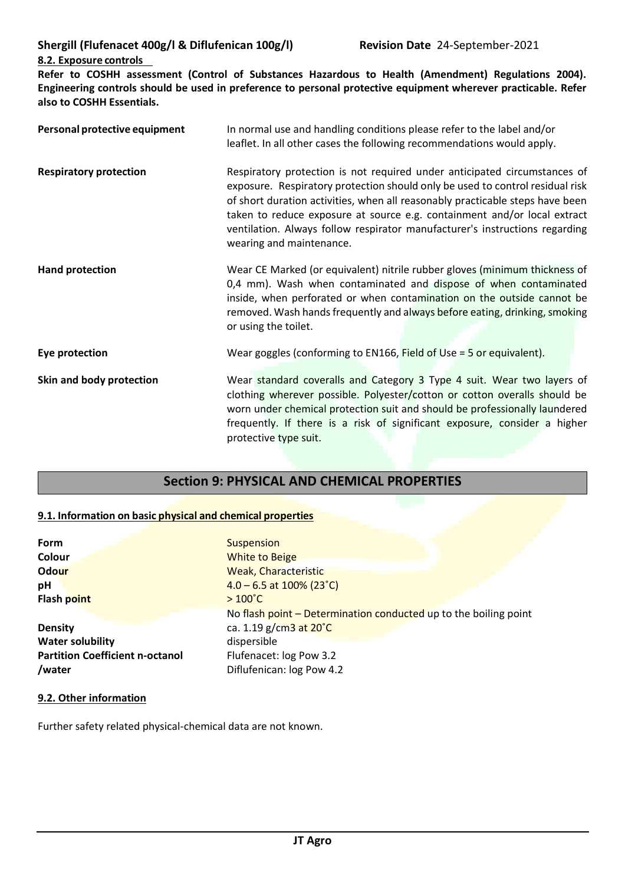#### 8.2. Exposure controls

**Refer to COSHH assessment (Control of Substances Hazardous to Health (Amendment) Regulations 2004). Engineering controls should be used in preference to personal protective equipment wherever practicable. Refer also to COSHH Essentials.**

| | |
|---|---|
| **Personal protective equipment** | In normal use and handling conditions please refer to the label and/or leaflet. In all other cases the following recommendations would apply. |
| **Respiratory protection** | Respiratory protection is not required under anticipated circumstances of exposure. Respiratory protection should only be used to control residual risk of short duration activities, when all reasonably practicable steps have been taken to reduce exposure at source e.g. containment and/or local extract ventilation. Always follow respirator manufacturer's instructions regarding wearing and maintenance. |
| **Hand protection** | Wear CE Marked (or equivalent) nitrile rubber gloves (minimum thickness of 0,4 mm). Wash when contaminated and dispose of when contaminated inside, when perforated or when contamination on the outside cannot be removed. Wash hands frequently and always before eating, drinking, smoking or using the toilet. |
| **Eye protection** | Wear goggles (conforming to EN166, Field of Use = 5 or equivalent). |
| **Skin and body protection** | Wear standard coveralls and Category 3 Type 4 suit. Wear two layers of clothing wherever possible. Polyester/cotton or cotton overalls should be worn under chemical protection suit and should be professionally laundered frequently. If there is a risk of significant exposure, consider a higher protective type suit. |

## Section 9: PHYSICAL AND CHEMICAL PROPERTIES

#### 9.1. Information on basic physical and chemical properties

| | |
|---|---|
| **Form** | Suspension |
| **Colour** | White to Beige |
| **Odour** | Weak, Characteristic |
| **pH** | 4.0 – 6.5 at 100% (23˚C) |
| **Flash point** | > 100˚C<br>No flash point – Determination conducted up to the boiling point |
| **Density** | ca. 1.19 g/cm3 at 20˚C |
| **Water solubility** | dispersible |
| **Partition Coefficient n-octanol /water** | Flufenacet: log Pow 3.2<br>Diflufenican: log Pow 4.2 |

#### 9.2. Other information

Further safety related physical-chemical data are not known.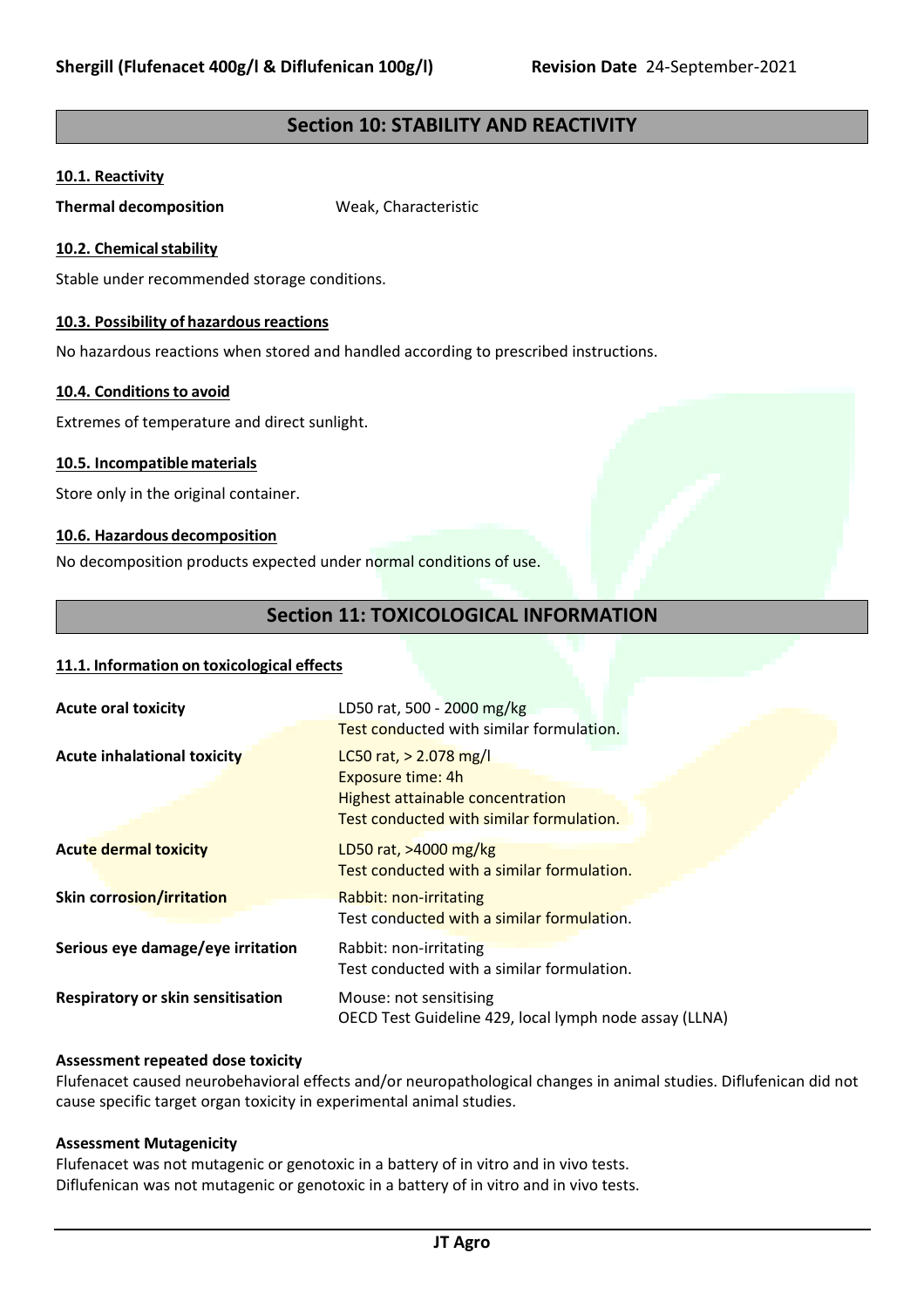## Section 10: STABILITY AND REACTIVITY

### 10.1. Reactivity

| | |
|---|---|
| **Thermal decomposition** | Weak, Characteristic |

### 10.2. Chemical stability

Stable under recommended storage conditions.

### 10.3. Possibility of hazardous reactions

No hazardous reactions when stored and handled according to prescribed instructions.

### 10.4. Conditions to avoid

Extremes of temperature and direct sunlight.

### 10.5. Incompatible materials

Store only in the original container.

### 10.6. Hazardous decomposition

No decomposition products expected under normal conditions of use.

## Section 11: TOXICOLOGICAL INFORMATION

### 11.1. Information on toxicological effects

| | |
|---|---|
| **Acute oral toxicity** | LD50 rat, 500 - 2000 mg/kg<br>Test conducted with similar formulation. |
| **Acute inhalational toxicity** | LC50 rat, > 2.078 mg/l<br>Exposure time: 4h<br>Highest attainable concentration<br>Test conducted with similar formulation. |
| **Acute dermal toxicity** | LD50 rat, >4000 mg/kg<br>Test conducted with a similar formulation. |
| **Skin corrosion/irritation** | Rabbit: non-irritating<br>Test conducted with a similar formulation. |
| **Serious eye damage/eye irritation** | Rabbit: non-irritating<br>Test conducted with a similar formulation. |
| **Respiratory or skin sensitisation** | Mouse: not sensitising<br>OECD Test Guideline 429, local lymph node assay (LLNA) |

**Assessment repeated dose toxicity**

Flufenacet caused neurobehavioral effects and/or neuropathological changes in animal studies. Diflufenican did not cause specific target organ toxicity in experimental animal studies.

**Assessment Mutagenicity**

Flufenacet was not mutagenic or genotoxic in a battery of in vitro and in vivo tests.
Diflufenican was not mutagenic or genotoxic in a battery of in vitro and in vivo tests.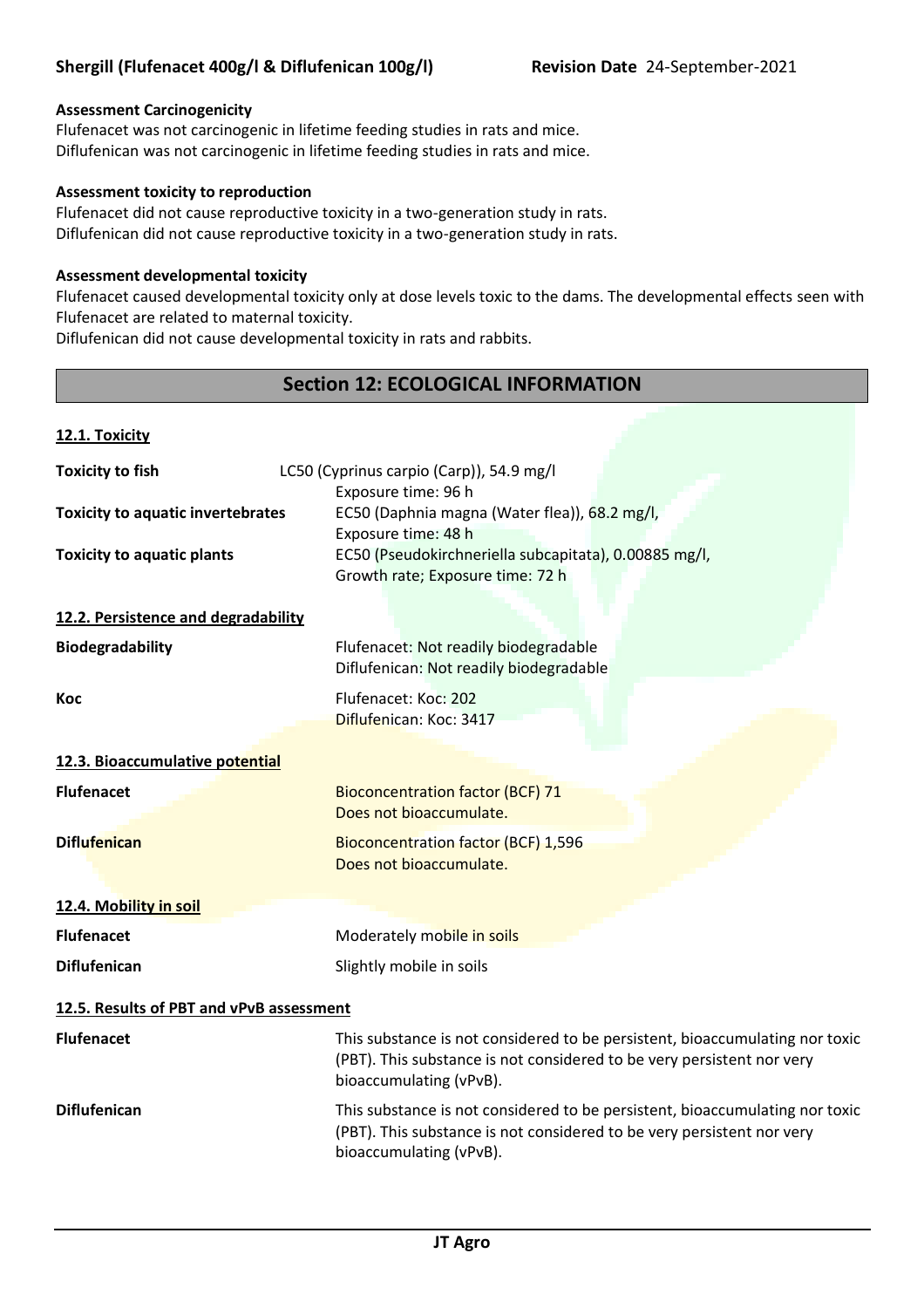**Assessment Carcinogenicity**

Flufenacet was not carcinogenic in lifetime feeding studies in rats and mice.
Diflufenican was not carcinogenic in lifetime feeding studies in rats and mice.

**Assessment toxicity to reproduction**

Flufenacet did not cause reproductive toxicity in a two-generation study in rats.
Diflufenican did not cause reproductive toxicity in a two-generation study in rats.

**Assessment developmental toxicity**

Flufenacet caused developmental toxicity only at dose levels toxic to the dams. The developmental effects seen with Flufenacet are related to maternal toxicity.
Diflufenican did not cause developmental toxicity in rats and rabbits.

## Section 12: ECOLOGICAL INFORMATION

### 12.1. Toxicity

| | |
|---|---|
| **Toxicity to fish** | LC50 (Cyprinus carpio (Carp)), 54.9 mg/l<br>Exposure time: 96 h |
| **Toxicity to aquatic invertebrates** | EC50 (Daphnia magna (Water flea)), 68.2 mg/l,<br>Exposure time: 48 h |
| **Toxicity to aquatic plants** | EC50 (Pseudokirchneriella subcapitata), 0.00885 mg/l,<br>Growth rate; Exposure time: 72 h |

### 12.2. Persistence and degradability

| | |
|---|---|
| **Biodegradability** | Flufenacet: Not readily biodegradable<br>Diflufenican: Not readily biodegradable |
| **Koc** | Flufenacet: Koc: 202<br>Diflufenican: Koc: 3417 |

### 12.3. Bioaccumulative potential

| | |
|---|---|
| **Flufenacet** | Bioconcentration factor (BCF) 71<br>Does not bioaccumulate. |
| **Diflufenican** | Bioconcentration factor (BCF) 1,596<br>Does not bioaccumulate. |

### 12.4. Mobility in soil

| | |
|---|---|
| **Flufenacet** | Moderately mobile in soils |
| **Diflufenican** | Slightly mobile in soils |

### 12.5. Results of PBT and vPvB assessment

| | |
|---|---|
| **Flufenacet** | This substance is not considered to be persistent, bioaccumulating nor toxic (PBT). This substance is not considered to be very persistent nor very bioaccumulating (vPvB). |
| **Diflufenican** | This substance is not considered to be persistent, bioaccumulating nor toxic (PBT). This substance is not considered to be very persistent nor very bioaccumulating (vPvB). |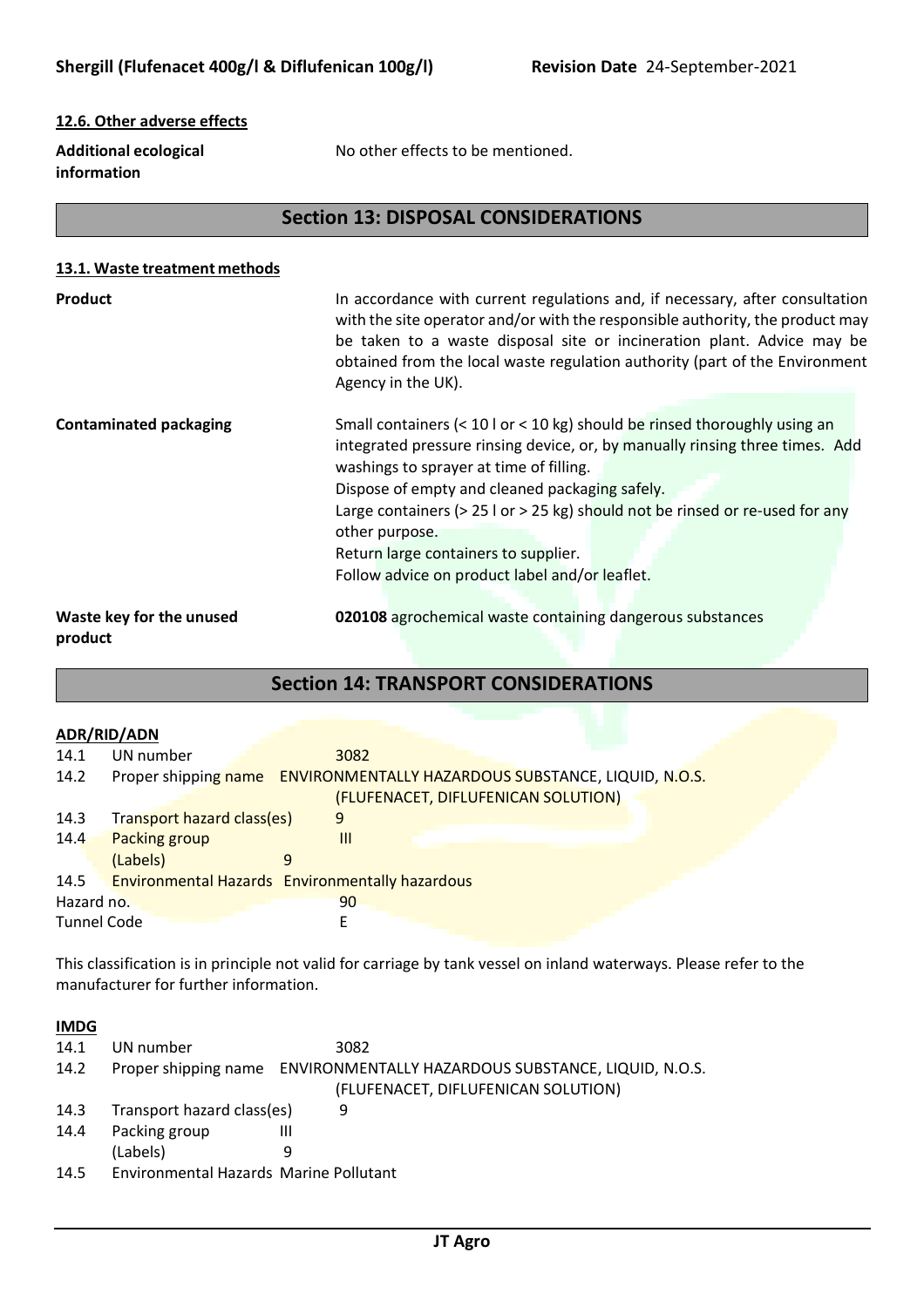#### 12.6. Other adverse effects

**Additional ecological information** No other effects to be mentioned.

## Section 13: DISPOSAL CONSIDERATIONS

#### 13.1. Waste treatment methods

**Product** In accordance with current regulations and, if necessary, after consultation with the site operator and/or with the responsible authority, the product may be taken to a waste disposal site or incineration plant. Advice may be obtained from the local waste regulation authority (part of the Environment Agency in the UK).

**Contaminated packaging** Small containers (< 10 l or < 10 kg) should be rinsed thoroughly using an integrated pressure rinsing device, or, by manually rinsing three times. Add washings to sprayer at time of filling.
Dispose of empty and cleaned packaging safely.
Large containers (> 25 l or > 25 kg) should not be rinsed or re-used for any other purpose.
Return large containers to supplier.
Follow advice on product label and/or leaflet.

**Waste key for the unused product** **020108** agrochemical waste containing dangerous substances

## Section 14: TRANSPORT CONSIDERATIONS

#### ADR/RID/ADN

| | | |
|---|---|---|
| 14.1 | UN number | 3082 |
| 14.2 | Proper shipping name | ENVIRONMENTALLY HAZARDOUS SUBSTANCE, LIQUID, N.O.S. (FLUFENACET, DIFLUFENICAN SOLUTION) |
| 14.3 | Transport hazard class(es) | 9 |
| 14.4 | Packing group | III |
| | (Labels) | 9 |
| 14.5 | Environmental Hazards | Environmentally hazardous |
| Hazard no. | | 90 |
| Tunnel Code | | E |

This classification is in principle not valid for carriage by tank vessel on inland waterways. Please refer to the manufacturer for further information.

#### IMDG

| | | |
|---|---|---|
| 14.1 | UN number | 3082 |
| 14.2 | Proper shipping name | ENVIRONMENTALLY HAZARDOUS SUBSTANCE, LIQUID, N.O.S. (FLUFENACET, DIFLUFENICAN SOLUTION) |
| 14.3 | Transport hazard class(es) | 9 |
| 14.4 | Packing group | III |
| | (Labels) | 9 |
| 14.5 | Environmental Hazards | Marine Pollutant |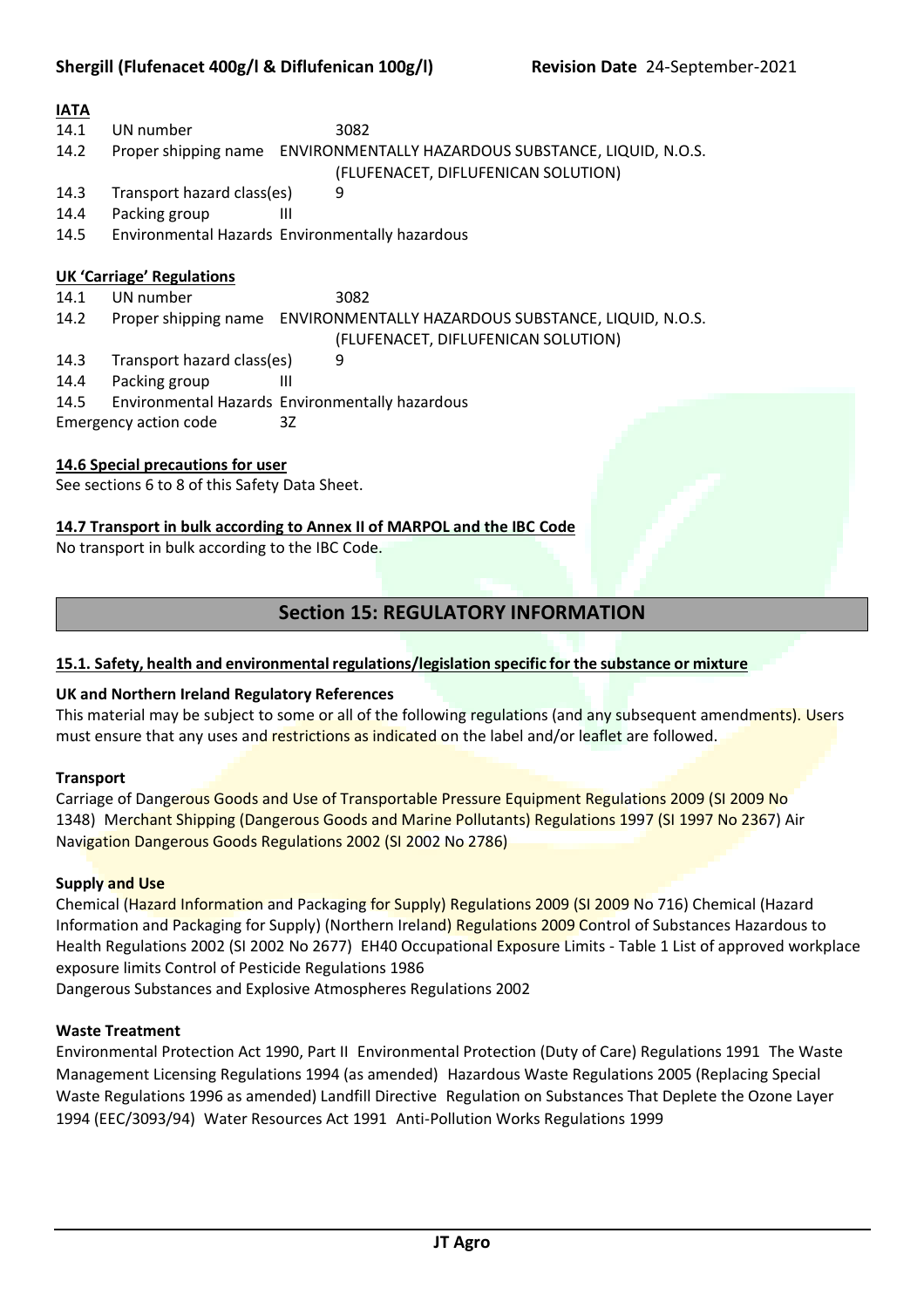**IATA**

| | | |
|---|---|---|
| 14.1 | UN number | 3082 |
| 14.2 | Proper shipping name | ENVIRONMENTALLY HAZARDOUS SUBSTANCE, LIQUID, N.O.S. (FLUFENACET, DIFLUFENICAN SOLUTION) |
| 14.3 | Transport hazard class(es) | 9 |
| 14.4 | Packing group | III |
| 14.5 | Environmental Hazards | Environmentally hazardous |

**UK 'Carriage' Regulations**

| | | |
|---|---|---|
| 14.1 | UN number | 3082 |
| 14.2 | Proper shipping name | ENVIRONMENTALLY HAZARDOUS SUBSTANCE, LIQUID, N.O.S. (FLUFENACET, DIFLUFENICAN SOLUTION) |
| 14.3 | Transport hazard class(es) | 9 |
| 14.4 | Packing group | III |
| 14.5 | Environmental Hazards | Environmentally hazardous |
| Emergency action code | | 3Z |

**14.6 Special precautions for user**

See sections 6 to 8 of this Safety Data Sheet.

**14.7 Transport in bulk according to Annex II of MARPOL and the IBC Code**

No transport in bulk according to the IBC Code.

## Section 15: REGULATORY INFORMATION

**15.1. Safety, health and environmental regulations/legislation specific for the substance or mixture**

**UK and Northern Ireland Regulatory References**

This material may be subject to some or all of the following regulations (and any subsequent amendments). Users must ensure that any uses and restrictions as indicated on the label and/or leaflet are followed.

**Transport**

Carriage of Dangerous Goods and Use of Transportable Pressure Equipment Regulations 2009 (SI 2009 No 1348) Merchant Shipping (Dangerous Goods and Marine Pollutants) Regulations 1997 (SI 1997 No 2367) Air Navigation Dangerous Goods Regulations 2002 (SI 2002 No 2786)

**Supply and Use**

Chemical (Hazard Information and Packaging for Supply) Regulations 2009 (SI 2009 No 716) Chemical (Hazard Information and Packaging for Supply) (Northern Ireland) Regulations 2009 Control of Substances Hazardous to Health Regulations 2002 (SI 2002 No 2677) EH40 Occupational Exposure Limits - Table 1 List of approved workplace exposure limits Control of Pesticide Regulations 1986

Dangerous Substances and Explosive Atmospheres Regulations 2002

**Waste Treatment**

Environmental Protection Act 1990, Part II Environmental Protection (Duty of Care) Regulations 1991 The Waste Management Licensing Regulations 1994 (as amended) Hazardous Waste Regulations 2005 (Replacing Special Waste Regulations 1996 as amended) Landfill Directive Regulation on Substances That Deplete the Ozone Layer 1994 (EEC/3093/94) Water Resources Act 1991 Anti-Pollution Works Regulations 1999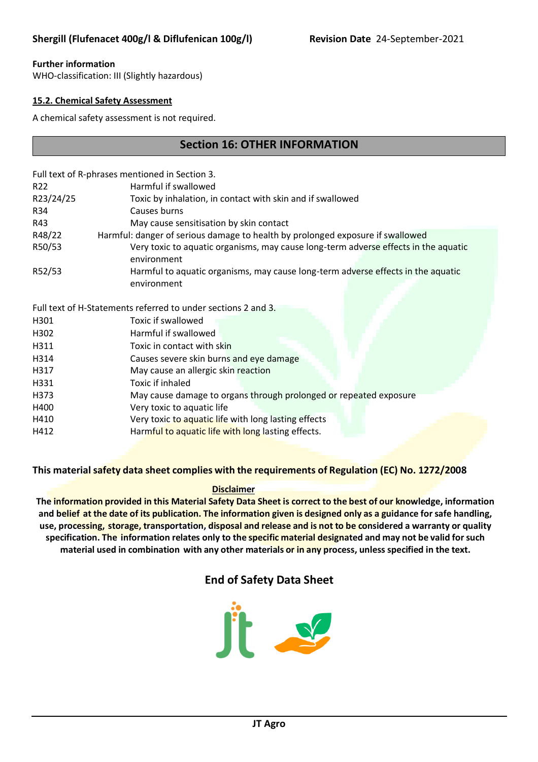**Further information**
WHO-classification: III (Slightly hazardous)

## 15.2. Chemical Safety Assessment

A chemical safety assessment is not required.

## Section 16: OTHER INFORMATION

Full text of R-phrases mentioned in Section 3.

| | |
|---|---|
| R22 | Harmful if swallowed |
| R23/24/25 | Toxic by inhalation, in contact with skin and if swallowed |
| R34 | Causes burns |
| R43 | May cause sensitisation by skin contact |
| R48/22 | Harmful: danger of serious damage to health by prolonged exposure if swallowed |
| R50/53 | Very toxic to aquatic organisms, may cause long-term adverse effects in the aquatic environment |
| R52/53 | Harmful to aquatic organisms, may cause long-term adverse effects in the aquatic environment |

Full text of H-Statements referred to under sections 2 and 3.

| | |
|---|---|
| H301 | Toxic if swallowed |
| H302 | Harmful if swallowed |
| H311 | Toxic in contact with skin |
| H314 | Causes severe skin burns and eye damage |
| H317 | May cause an allergic skin reaction |
| H331 | Toxic if inhaled |
| H373 | May cause damage to organs through prolonged or repeated exposure |
| H400 | Very toxic to aquatic life |
| H410 | Very toxic to aquatic life with long lasting effects |
| H412 | Harmful to aquatic life with long lasting effects. |

**This material safety data sheet complies with the requirements of Regulation (EC) No. 1272/2008**

**Disclaimer**

**The information provided in this Material Safety Data Sheet is correct to the best of our knowledge, information and belief at the date of its publication. The information given is designed only as a guidance for safe handling, use, processing, storage, transportation, disposal and release and is not to be considered a warranty or quality specification. The information relates only to the specific material designated and may not be valid for such material used in combination with any other materials or in any process, unless specified in the text.**

## End of Safety Data Sheet